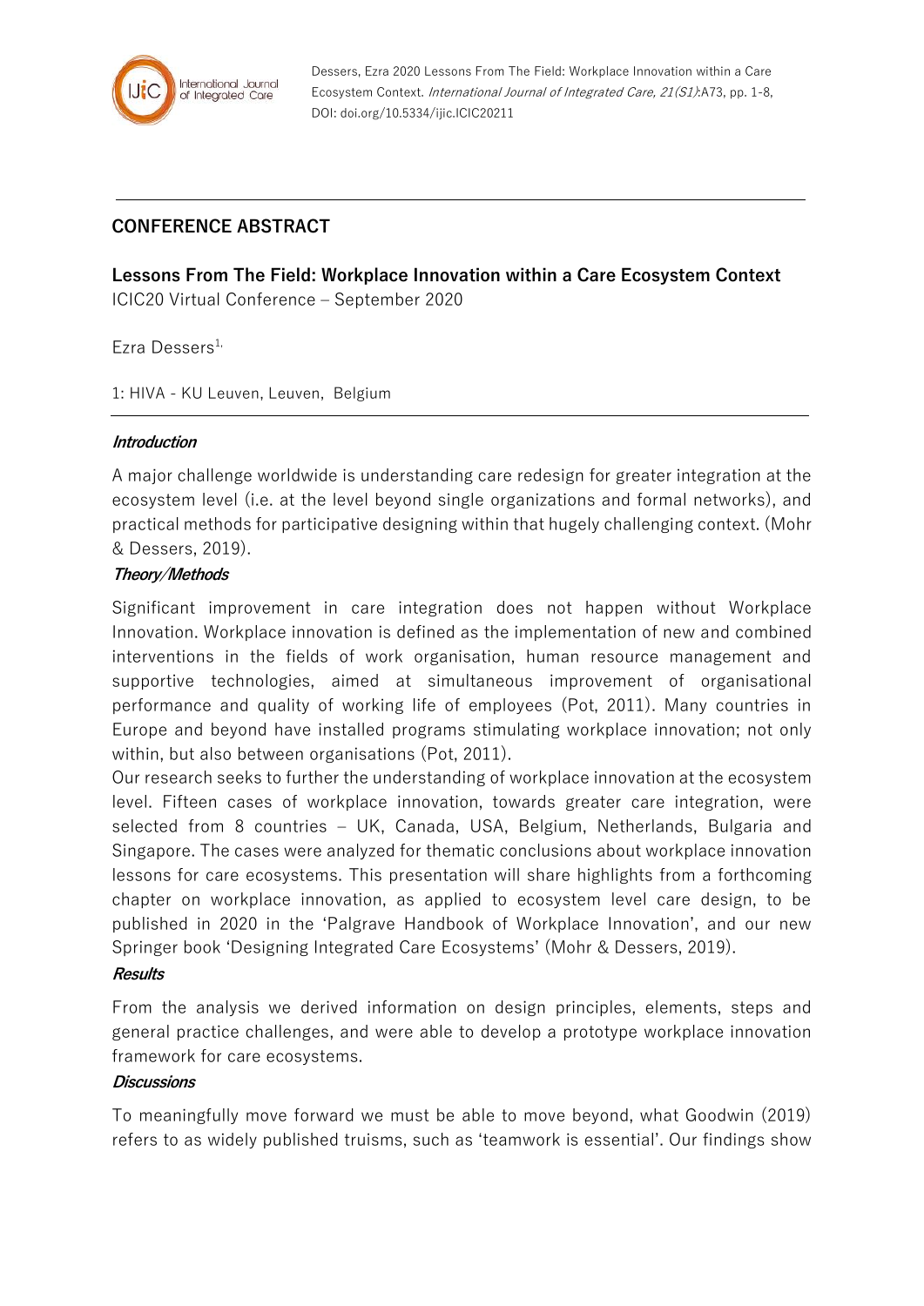Dessers, Ezra 2020 Lessons From The Field: Workplace Innovation within a Care Ecosystem Context. *International Journal of Integrated Care, 21(S1)*:A73, pp. 1-8, DOI: doi.org/10.5334/ijic.ICIC20211

## CONFERENCE ABSTRACT

# Lessons From The Field: Workplace Innovation within a Care Ecosystem Context

ICIC20 Virtual Conference – September 2020

Ezra Dessers[1,]

1: HIVA - KU Leuven, Leuven, Belgium

### *Introduction*

A major challenge worldwide is understanding care redesign for greater integration at the ecosystem level (i.e. at the level beyond single organizations and formal networks), and practical methods for participative designing within that hugely challenging context. (Mohr & Dessers, 2019).

### *Theory/Methods*

Significant improvement in care integration does not happen without Workplace Innovation. Workplace innovation is defined as the implementation of new and combined interventions in the fields of work organisation, human resource management and supportive technologies, aimed at simultaneous improvement of organisational performance and quality of working life of employees (Pot, 2011). Many countries in Europe and beyond have installed programs stimulating workplace innovation; not only within, but also between organisations (Pot, 2011).

Our research seeks to further the understanding of workplace innovation at the ecosystem level. Fifteen cases of workplace innovation, towards greater care integration, were selected from 8 countries – UK, Canada, USA, Belgium, Netherlands, Bulgaria and Singapore. The cases were analyzed for thematic conclusions about workplace innovation lessons for care ecosystems. This presentation will share highlights from a forthcoming chapter on workplace innovation, as applied to ecosystem level care design, to be published in 2020 in the 'Palgrave Handbook of Workplace Innovation', and our new Springer book 'Designing Integrated Care Ecosystems' (Mohr & Dessers, 2019).

### *Results*

From the analysis we derived information on design principles, elements, steps and general practice challenges, and were able to develop a prototype workplace innovation framework for care ecosystems.

### *Discussions*

To meaningfully move forward we must be able to move beyond, what Goodwin (2019) refers to as widely published truisms, such as 'teamwork is essential'. Our findings show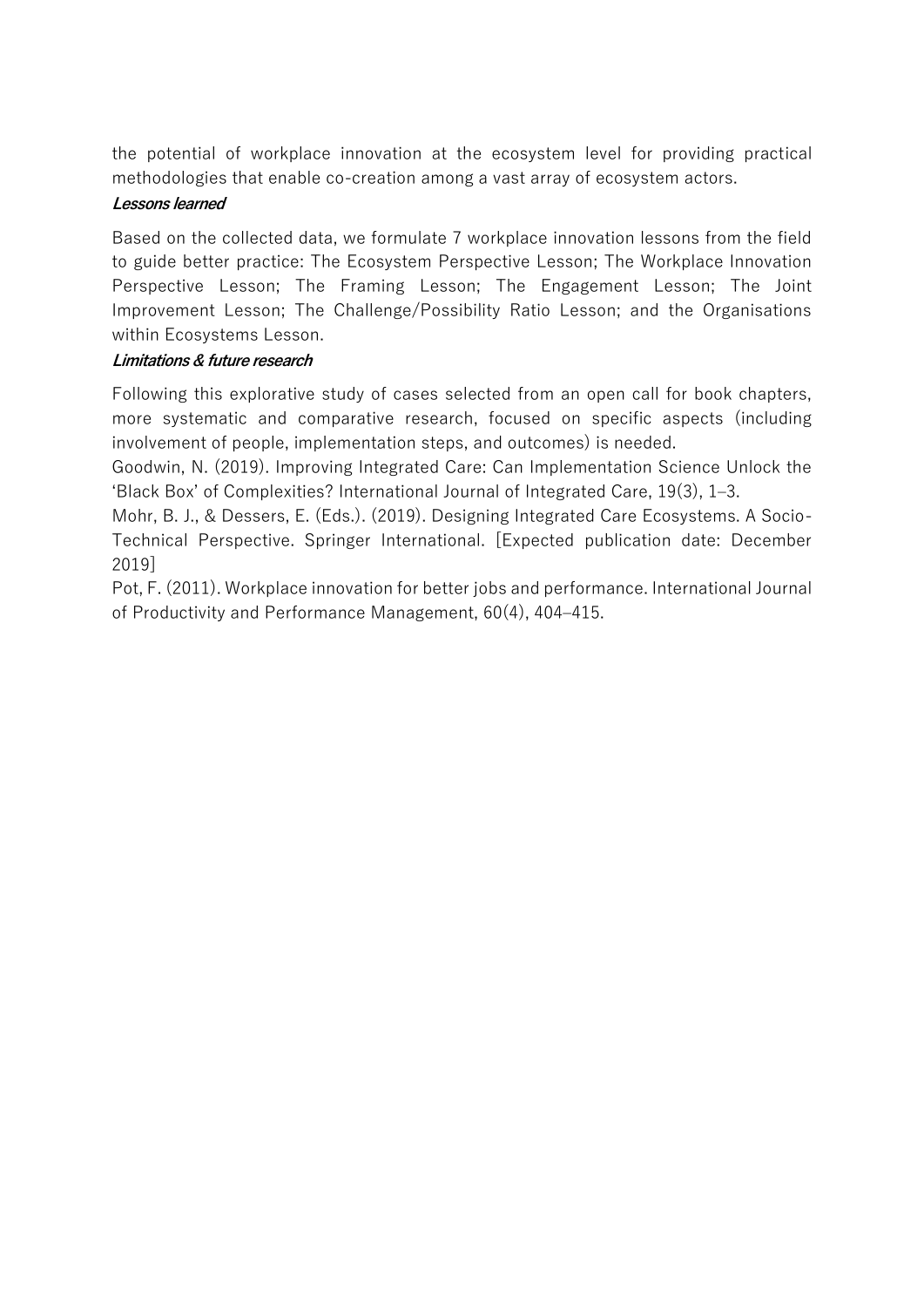the potential of workplace innovation at the ecosystem level for providing practical methodologies that enable co-creation among a vast array of ecosystem actors.

***Lessons learned***

Based on the collected data, we formulate 7 workplace innovation lessons from the field to guide better practice: The Ecosystem Perspective Lesson; The Workplace Innovation Perspective Lesson; The Framing Lesson; The Engagement Lesson; The Joint Improvement Lesson; The Challenge/Possibility Ratio Lesson; and the Organisations within Ecosystems Lesson.

***Limitations & future research***

Following this explorative study of cases selected from an open call for book chapters, more systematic and comparative research, focused on specific aspects (including involvement of people, implementation steps, and outcomes) is needed.

Goodwin, N. (2019). Improving Integrated Care: Can Implementation Science Unlock the 'Black Box' of Complexities? International Journal of Integrated Care, 19(3), 1–3.

Mohr, B. J., & Dessers, E. (Eds.). (2019). Designing Integrated Care Ecosystems. A Socio-Technical Perspective. Springer International. [Expected publication date: December 2019]

Pot, F. (2011). Workplace innovation for better jobs and performance. International Journal of Productivity and Performance Management, 60(4), 404–415.